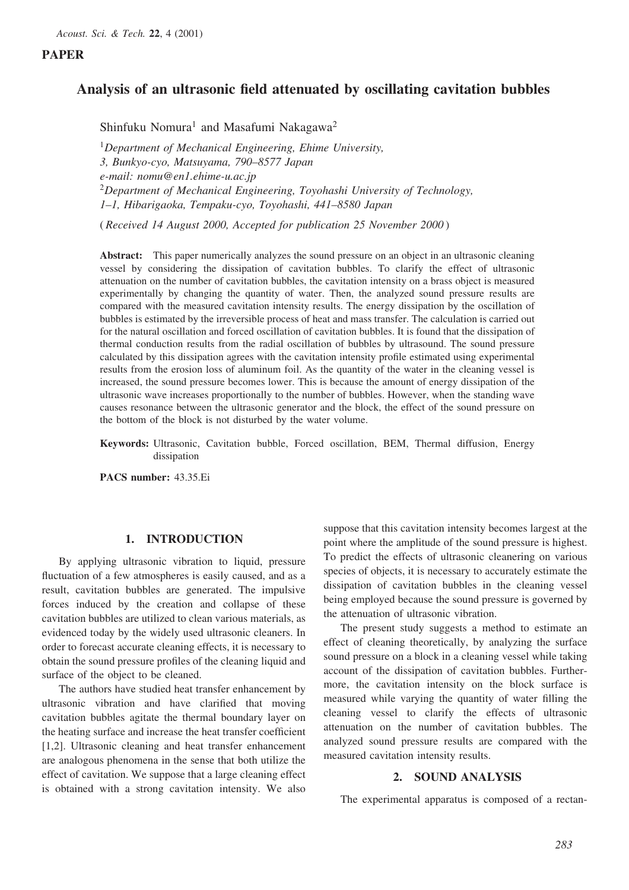**PAPER**

# Analysis of an ultrasonic field attenuated by oscillating cavitation bubbles

Shinfuku Nomura[1] and Masafumi Nakagawa[2]

[1]*Department of Mechanical Engineering, Ehime University,*
*3, Bunkyo-cyo, Matsuyama, 790–8577 Japan*
*e-mail: nomu@en1.ehime-u.ac.jp*
[2]*Department of Mechanical Engineering, Toyohashi University of Technology,*
*1–1, Hibarigaoka, Tempaku-cyo, Toyohashi, 441–8580 Japan*

( *Received 14 August 2000, Accepted for publication 25 November 2000* )

**Abstract:** This paper numerically analyzes the sound pressure on an object in an ultrasonic cleaning vessel by considering the dissipation of cavitation bubbles. To clarify the effect of ultrasonic attenuation on the number of cavitation bubbles, the cavitation intensity on a brass object is measured experimentally by changing the quantity of water. Then, the analyzed sound pressure results are compared with the measured cavitation intensity results. The energy dissipation by the oscillation of bubbles is estimated by the irreversible process of heat and mass transfer. The calculation is carried out for the natural oscillation and forced oscillation of cavitation bubbles. It is found that the dissipation of thermal conduction results from the radial oscillation of bubbles by ultrasound. The sound pressure calculated by this dissipation agrees with the cavitation intensity profile estimated using experimental results from the erosion loss of aluminum foil. As the quantity of the water in the cleaning vessel is increased, the sound pressure becomes lower. This is because the amount of energy dissipation of the ultrasonic wave increases proportionally to the number of bubbles. However, when the standing wave causes resonance between the ultrasonic generator and the block, the effect of the sound pressure on the bottom of the block is not disturbed by the water volume.

**Keywords:** Ultrasonic, Cavitation bubble, Forced oscillation, BEM, Thermal diffusion, Energy dissipation

**PACS number:** 43.35.Ei

## 1. INTRODUCTION

By applying ultrasonic vibration to liquid, pressure fluctuation of a few atmospheres is easily caused, and as a result, cavitation bubbles are generated. The impulsive forces induced by the creation and collapse of these cavitation bubbles are utilized to clean various materials, as evidenced today by the widely used ultrasonic cleaners. In order to forecast accurate cleaning effects, it is necessary to obtain the sound pressure profiles of the cleaning liquid and surface of the object to be cleaned.

The authors have studied heat transfer enhancement by ultrasonic vibration and have clarified that moving cavitation bubbles agitate the thermal boundary layer on the heating surface and increase the heat transfer coefficient [1,2]. Ultrasonic cleaning and heat transfer enhancement are analogous phenomena in the sense that both utilize the effect of cavitation. We suppose that a large cleaning effect is obtained with a strong cavitation intensity. We also suppose that this cavitation intensity becomes largest at the point where the amplitude of the sound pressure is highest. To predict the effects of ultrasonic cleanering on various species of objects, it is necessary to accurately estimate the dissipation of cavitation bubbles in the cleaning vessel being employed because the sound pressure is governed by the attenuation of ultrasonic vibration.

The present study suggests a method to estimate an effect of cleaning theoretically, by analyzing the surface sound pressure on a block in a cleaning vessel while taking account of the dissipation of cavitation bubbles. Furthermore, the cavitation intensity on the block surface is measured while varying the quantity of water filling the cleaning vessel to clarify the effects of ultrasonic attenuation on the number of cavitation bubbles. The analyzed sound pressure results are compared with the measured cavitation intensity results.

## 2. SOUND ANALYSIS

The experimental apparatus is composed of a rectan-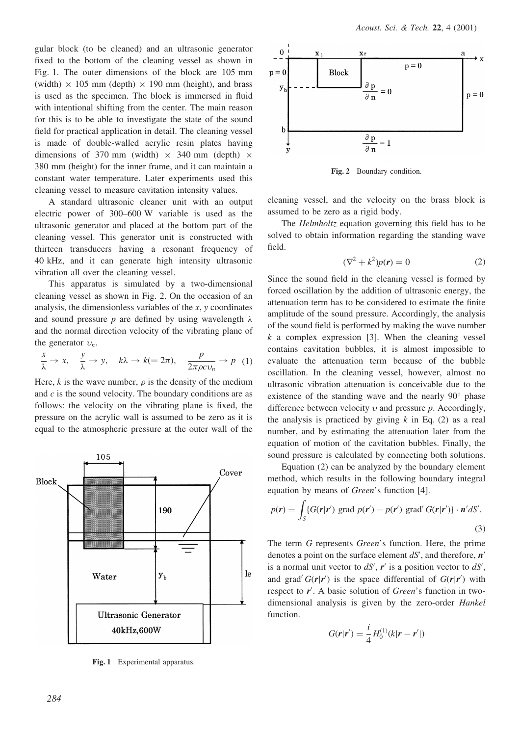gular block (to be cleaned) and an ultrasonic generator fixed to the bottom of the cleaning vessel as shown in Fig. 1. The outer dimensions of the block are 105 mm (width) × 105 mm (depth) × 190 mm (height), and brass is used as the specimen. The block is immersed in fluid with intentional shifting from the center. The main reason for this is to be able to investigate the state of the sound field for practical application in detail. The cleaning vessel is made of double-walled acrylic resin plates having dimensions of 370 mm (width) × 340 mm (depth) × 380 mm (height) for the inner frame, and it can maintain a constant water temperature. Later experiments used this cleaning vessel to measure cavitation intensity values.

A standard ultrasonic cleaner unit with an output electric power of 300–600 W variable is used as the ultrasonic generator and placed at the bottom part of the cleaning vessel. This generator unit is constructed with thirteen transducers having a resonant frequency of 40 kHz, and it can generate high intensity ultrasonic vibration all over the cleaning vessel.

This apparatus is simulated by a two-dimensional cleaning vessel as shown in Fig. 2. On the occasion of an analysis, the dimensionless variables of the $x$, $y$ coordinates and sound pressure $p$ are defined by using wavelength $\lambda$ and the normal direction velocity of the vibrating plane of the generator $\upsilon_n$.

$$\frac{x}{\lambda} \rightarrow x, \quad \frac{y}{\lambda} \rightarrow y, \quad k\lambda \rightarrow k(=2\pi), \quad \frac{p}{2\pi\rho c \upsilon_n} \rightarrow p \quad (1)$$

Here, $k$ is the wave number, $\rho$ is the density of the medium and $c$ is the sound velocity. The boundary conditions are as follows: the velocity on the vibrating plane is fixed, the pressure on the acrylic wall is assumed to be zero as it is equal to the atmospheric pressure at the outer wall of the cleaning vessel, and the velocity on the brass block is assumed to be zero as a rigid body.

Fig. 1 Experimental apparatus.

Fig. 2 Boundary condition.

The *Helmholtz* equation governing this field has to be solved to obtain information regarding the standing wave field.

$$(\nabla^2 + k^2)p(\boldsymbol{r}) = 0 \quad (2)$$

Since the sound field in the cleaning vessel is formed by forced oscillation by the addition of ultrasonic energy, the attenuation term has to be considered to estimate the finite amplitude of the sound pressure. Accordingly, the analysis of the sound field is performed by making the wave number $k$ a complex expression [3]. When the cleaning vessel contains cavitation bubbles, it is almost impossible to evaluate the attenuation term because of the bubble oscillation. In the cleaning vessel, however, almost no ultrasonic vibration attenuation is conceivable due to the existence of the standing wave and the nearly 90° phase difference between velocity $\upsilon$ and pressure $p$. Accordingly, the analysis is practiced by giving $k$ in Eq. (2) as a real number, and by estimating the attenuation later from the equation of motion of the cavitation bubbles. Finally, the sound pressure is calculated by connecting both solutions.

Equation (2) can be analyzed by the boundary element method, which results in the following boundary integral equation by means of *Green*'s function [4].

$$p(\boldsymbol{r}) = \int_S \{G(\boldsymbol{r}|\boldsymbol{r}') \text{ grad } p(\boldsymbol{r}') - p(\boldsymbol{r}') \text{ grad}' G(\boldsymbol{r}|\boldsymbol{r}')\} \cdot \boldsymbol{n}' dS'. \quad (3)$$

The term $G$ represents *Green*'s function. Here, the prime denotes a point on the surface element $dS'$, and therefore, $\boldsymbol{n}'$ is a normal unit vector to $dS'$, $\boldsymbol{r}'$ is a position vector to $dS'$, and $\text{grad}' G(\boldsymbol{r}|\boldsymbol{r}')$ is the space differential of $G(\boldsymbol{r}|\boldsymbol{r}')$ with respect to $\boldsymbol{r}'$. A basic solution of *Green*'s function in two-dimensional analysis is given by the zero-order *Hankel* function.

$$G(\boldsymbol{r}|\boldsymbol{r}') = \frac{i}{4} H_0^{(1)}(k|\boldsymbol{r} - \boldsymbol{r}'|)$$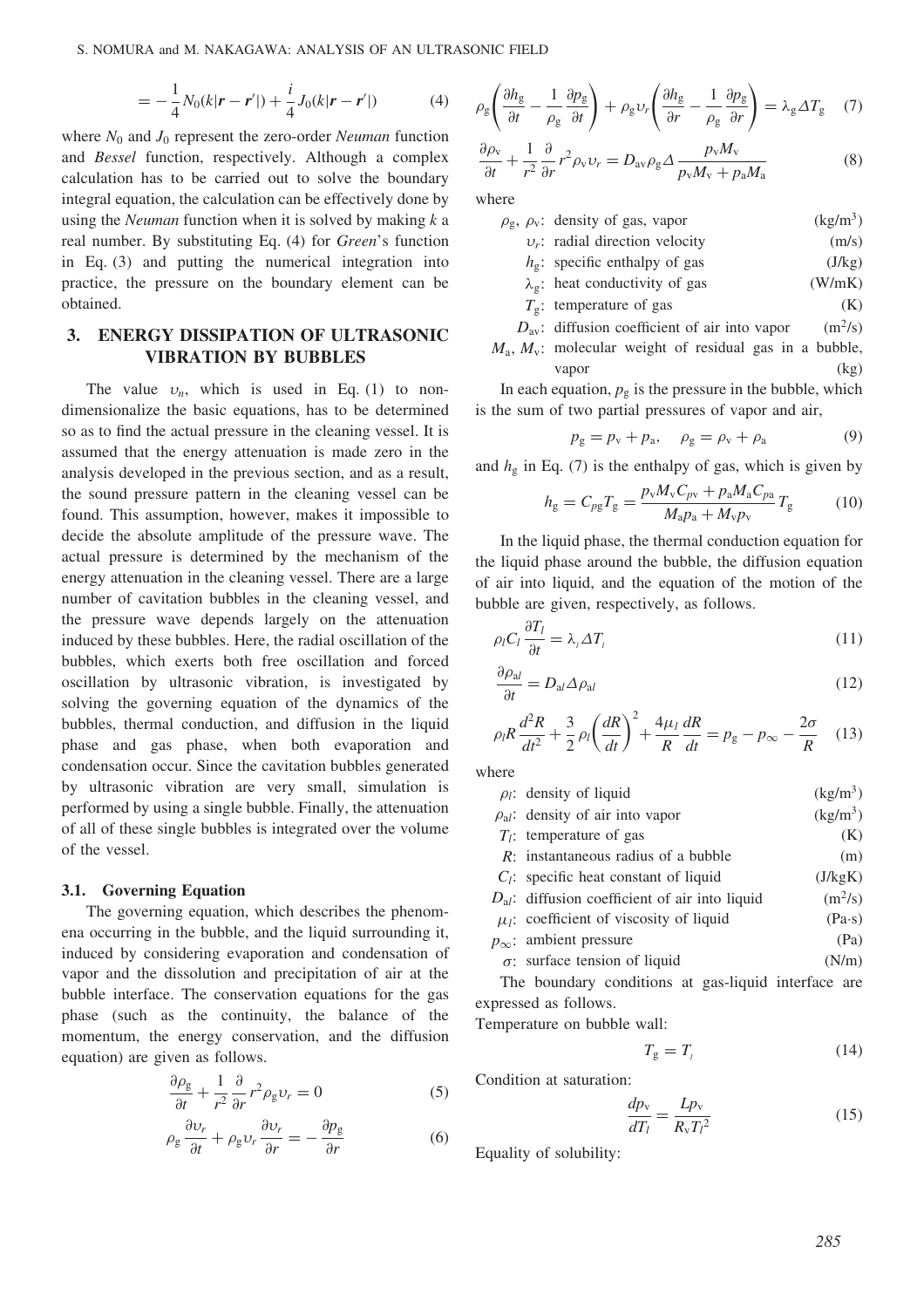$$= -\frac{1}{4}N_0(k|\boldsymbol{r}-\boldsymbol{r}'|) + \frac{i}{4}J_0(k|\boldsymbol{r}-\boldsymbol{r}'|) \tag{4}$$

where $N_0$ and $J_0$ represent the zero-order *Neuman* function and *Bessel* function, respectively. Although a complex calculation has to be carried out to solve the boundary integral equation, the calculation can be effectively done by using the *Neuman* function when it is solved by making $k$ a real number. By substituting Eq. (4) for *Green*'s function in Eq. (3) and putting the numerical integration into practice, the pressure on the boundary element can be obtained.

## 3. ENERGY DISSIPATION OF ULTRASONIC VIBRATION BY BUBBLES

The value $\upsilon_n$, which is used in Eq. (1) to non-dimensionalize the basic equations, has to be determined so as to find the actual pressure in the cleaning vessel. It is assumed that the energy attenuation is made zero in the analysis developed in the previous section, and as a result, the sound pressure pattern in the cleaning vessel can be found. This assumption, however, makes it impossible to decide the absolute amplitude of the pressure wave. The actual pressure is determined by the mechanism of the energy attenuation in the cleaning vessel. There are a large number of cavitation bubbles in the cleaning vessel, and the pressure wave depends largely on the attenuation induced by these bubbles. Here, the radial oscillation of the bubbles, which exerts both free oscillation and forced oscillation by ultrasonic vibration, is investigated by solving the governing equation of the dynamics of the bubbles, thermal conduction, and diffusion in the liquid phase and gas phase, when both evaporation and condensation occur. Since the cavitation bubbles generated by ultrasonic vibration are very small, simulation is performed by using a single bubble. Finally, the attenuation of all of these single bubbles is integrated over the volume of the vessel.

### 3.1. Governing Equation

The governing equation, which describes the phenomena occurring in the bubble, and the liquid surrounding it, induced by considering evaporation and condensation of vapor and the dissolution and precipitation of air at the bubble interface. The conservation equations for the gas phase (such as the continuity, the balance of the momentum, the energy conservation, and the diffusion equation) are given as follows.

$$\frac{\partial \rho_g}{\partial t} + \frac{1}{r^2}\frac{\partial}{\partial r}r^2\rho_g\upsilon_r = 0 \tag{5}$$

$$\rho_g\frac{\partial \upsilon_r}{\partial t} + \rho_g\upsilon_r\frac{\partial \upsilon_r}{\partial r} = -\frac{\partial p_g}{\partial r} \tag{6}$$

$$\rho_g\left(\frac{\partial h_g}{\partial t} - \frac{1}{\rho_g}\frac{\partial p_g}{\partial t}\right) + \rho_g\upsilon_r\left(\frac{\partial h_g}{\partial r} - \frac{1}{\rho_g}\frac{\partial p_g}{\partial r}\right) = \lambda_g\Delta T_g \tag{7}$$

$$\frac{\partial \rho_v}{\partial t} + \frac{1}{r^2}\frac{\partial}{\partial r}r^2\rho_v\upsilon_r = D_{av}\rho_g\Delta\frac{p_vM_v}{p_vM_v + p_aM_a} \tag{8}$$

where

| | | |
|---|---|---|
| $\rho_g$, $\rho_v$: | density of gas, vapor | (kg/m$^3$) |
| $\upsilon_r$: | radial direction velocity | (m/s) |
| $h_g$: | specific enthalpy of gas | (J/kg) |
| $\lambda_g$: | heat conductivity of gas | (W/mK) |
| $T_g$: | temperature of gas | (K) |
| $D_{av}$: | diffusion coefficient of air into vapor | (m$^2$/s) |
| $M_a$, $M_v$: | molecular weight of residual gas in a bubble, vapor | (kg) |

In each equation, $p_g$ is the pressure in the bubble, which is the sum of two partial pressures of vapor and air,

$$p_g = p_v + p_a, \quad \rho_g = \rho_v + \rho_a \tag{9}$$

and $h_g$ in Eq. (7) is the enthalpy of gas, which is given by

$$h_g = C_{pg}T_g = \frac{p_vM_vC_{pv} + p_aM_aC_{pa}}{M_ap_a + M_vp_v}T_g \tag{10}$$

In the liquid phase, the thermal conduction equation for the liquid phase around the bubble, the diffusion equation of air into liquid, and the equation of the motion of the bubble are given, respectively, as follows.

$$\rho_lC_l\frac{\partial T_l}{\partial t} = \lambda_l\Delta T_l \tag{11}$$

$$\frac{\partial \rho_{al}}{\partial t} = D_{al}\Delta\rho_{al} \tag{12}$$

$$\rho_lR\frac{d^2R}{dt^2} + \frac{3}{2}\rho_l\left(\frac{dR}{dt}\right)^2 + \frac{4\mu_l}{R}\frac{dR}{dt} = p_g - p_\infty - \frac{2\sigma}{R} \tag{13}$$

where

| | | |
|---|---|---|
| $\rho_l$: | density of liquid | (kg/m$^3$) |
| $\rho_{al}$: | density of air into vapor | (kg/m$^3$) |
| $T_l$: | temperature of gas | (K) |
| $R$: | instantaneous radius of a bubble | (m) |
| $C_l$: | specific heat constant of liquid | (J/kgK) |
| $D_{al}$: | diffusion coefficient of air into liquid | (m$^2$/s) |
| $\mu_l$: | coefficient of viscosity of liquid | (Pa·s) |
| $p_\infty$: | ambient pressure | (Pa) |
| $\sigma$: | surface tension of liquid | (N/m) |

The boundary conditions at gas-liquid interface are expressed as follows.

Temperature on bubble wall:

$$T_g = T_l \tag{14}$$

Condition at saturation:

$$\frac{dp_v}{dT_l} = \frac{Lp_v}{R_vT_l^2} \tag{15}$$

Equality of solubility: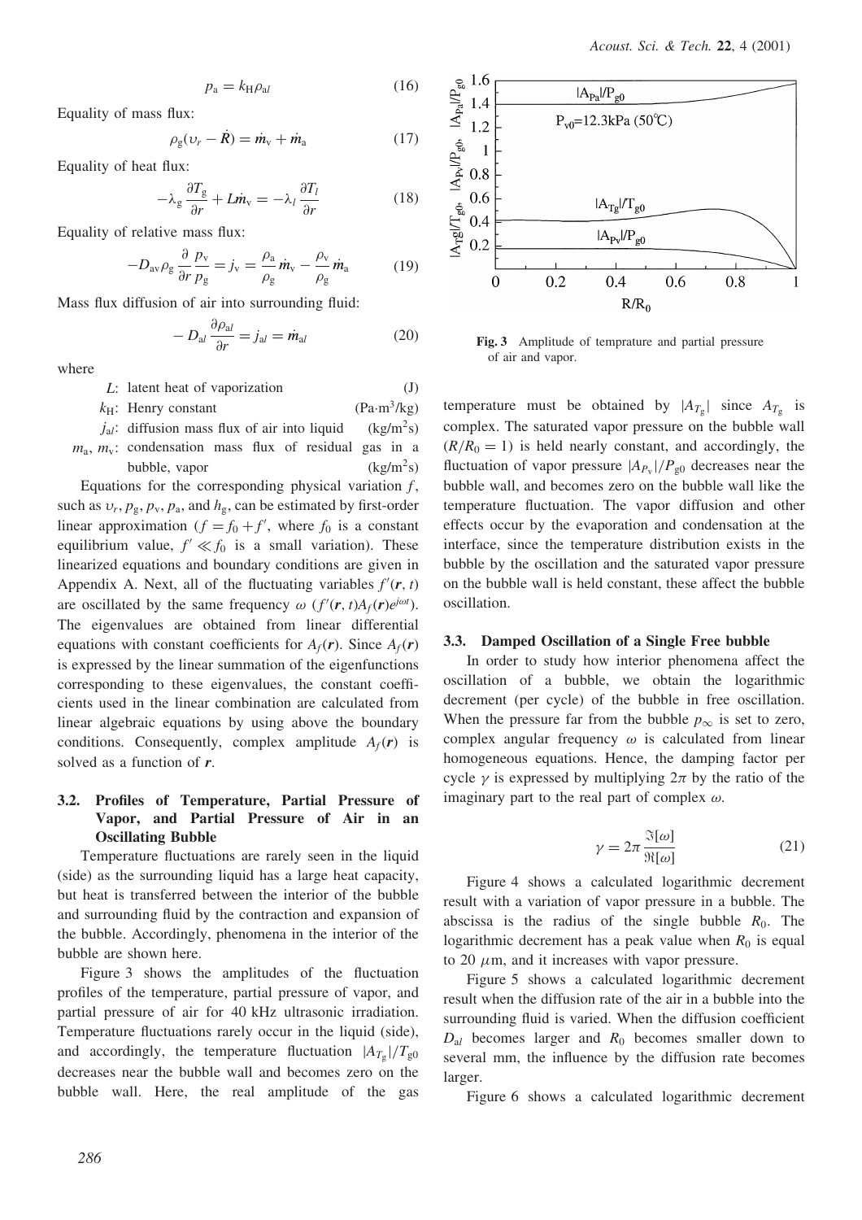$$p_a = k_H \rho_{al} \tag{16}$$

Equality of mass flux:

$$\rho_g(\upsilon_r - \dot{R}) = \dot{m}_v + \dot{m}_a \tag{17}$$

Equality of heat flux:

$$-\lambda_g \frac{\partial T_g}{\partial r} + L\dot{m}_v = -\lambda_l \frac{\partial T_l}{\partial r} \tag{18}$$

Equality of relative mass flux:

$$-D_{av}\rho_g \frac{\partial}{\partial r}\frac{p_v}{p_g} = j_v = \frac{\rho_a}{\rho_g}\dot{m}_v - \frac{\rho_v}{\rho_g}\dot{m}_a \tag{19}$$

Mass flux diffusion of air into surrounding fluid:

$$-D_{al}\frac{\partial \rho_{al}}{\partial r} = j_{al} = \dot{m}_{al} \tag{20}$$

where

- $L$: latent heat of vaporization (J)
- $k_H$: Henry constant (Pa·m$^3$/kg)
- $j_{al}$: diffusion mass flux of air into liquid (kg/m$^2$s)
- $m_a$, $m_v$: condensation mass flux of residual gas in a bubble, vapor (kg/m$^2$s)

Equations for the corresponding physical variation $f$, such as $\upsilon_r$, $p_g$, $p_v$, $p_a$, and $h_g$, can be estimated by first-order linear approximation ($f = f_0 + f'$, where $f_0$ is a constant equilibrium value, $f' \ll f_0$ is a small variation). These linearized equations and boundary conditions are given in Appendix A. Next, all of the fluctuating variables $f'(\boldsymbol{r}, t)$ are oscillated by the same frequency $\omega$ ($f'(\boldsymbol{r}, t)A_f(\boldsymbol{r})e^{j\omega t}$). The eigenvalues are obtained from linear differential equations with constant coefficients for $A_f(\boldsymbol{r})$. Since $A_f(\boldsymbol{r})$ is expressed by the linear summation of the eigenfunctions corresponding to these eigenvalues, the constant coefficients used in the linear combination are calculated from linear algebraic equations by using above the boundary conditions. Consequently, complex amplitude $A_f(\boldsymbol{r})$ is solved as a function of $\boldsymbol{r}$.

### 3.2. Profiles of Temperature, Partial Pressure of Vapor, and Partial Pressure of Air in an Oscillating Bubble

Temperature fluctuations are rarely seen in the liquid (side) as the surrounding liquid has a large heat capacity, but heat is transferred between the interior of the bubble and surrounding fluid by the contraction and expansion of the bubble. Accordingly, phenomena in the interior of the bubble are shown here.

Figure 3 shows the amplitudes of the fluctuation profiles of the temperature, partial pressure of vapor, and partial pressure of air for 40 kHz ultrasonic irradiation. Temperature fluctuations rarely occur in the liquid (side), and accordingly, the temperature fluctuation $|A_{T_g}|/T_{g0}$ decreases near the bubble wall and becomes zero on the bubble wall. Here, the real amplitude of the gas temperature must be obtained by $|A_{T_g}|$ since $A_{T_g}$ is complex. The saturated vapor pressure on the bubble wall ($R/R_0 = 1$) is held nearly constant, and accordingly, the fluctuation of vapor pressure $|A_{P_v}|/P_{g0}$ decreases near the bubble wall, and becomes zero on the bubble wall like the temperature fluctuation. The vapor diffusion and other effects occur by the evaporation and condensation at the interface, since the temperature distribution exists in the bubble by the oscillation and the saturated vapor pressure on the bubble wall is held constant, these affect the bubble oscillation.

**Fig. 3** Amplitude of temprature and partial pressure of air and vapor.

### 3.3. Damped Oscillation of a Single Free bubble

In order to study how interior phenomena affect the oscillation of a bubble, we obtain the logarithmic decrement (per cycle) of the bubble in free oscillation. When the pressure far from the bubble $p_\infty$ is set to zero, complex angular frequency $\omega$ is calculated from linear homogeneous equations. Hence, the damping factor per cycle $\gamma$ is expressed by multiplying $2\pi$ by the ratio of the imaginary part to the real part of complex $\omega$.

$$\gamma = 2\pi \frac{\Im[\omega]}{\Re[\omega]} \tag{21}$$

Figure 4 shows a calculated logarithmic decrement result with a variation of vapor pressure in a bubble. The abscissa is the radius of the single bubble $R_0$. The logarithmic decrement has a peak value when $R_0$ is equal to 20 $\mu$m, and it increases with vapor pressure.

Figure 5 shows a calculated logarithmic decrement result when the diffusion rate of the air in a bubble into the surrounding fluid is varied. When the diffusion coefficient $D_{al}$ becomes larger and $R_0$ becomes smaller down to several mm, the influence by the diffusion rate becomes larger.

Figure 6 shows a calculated logarithmic decrement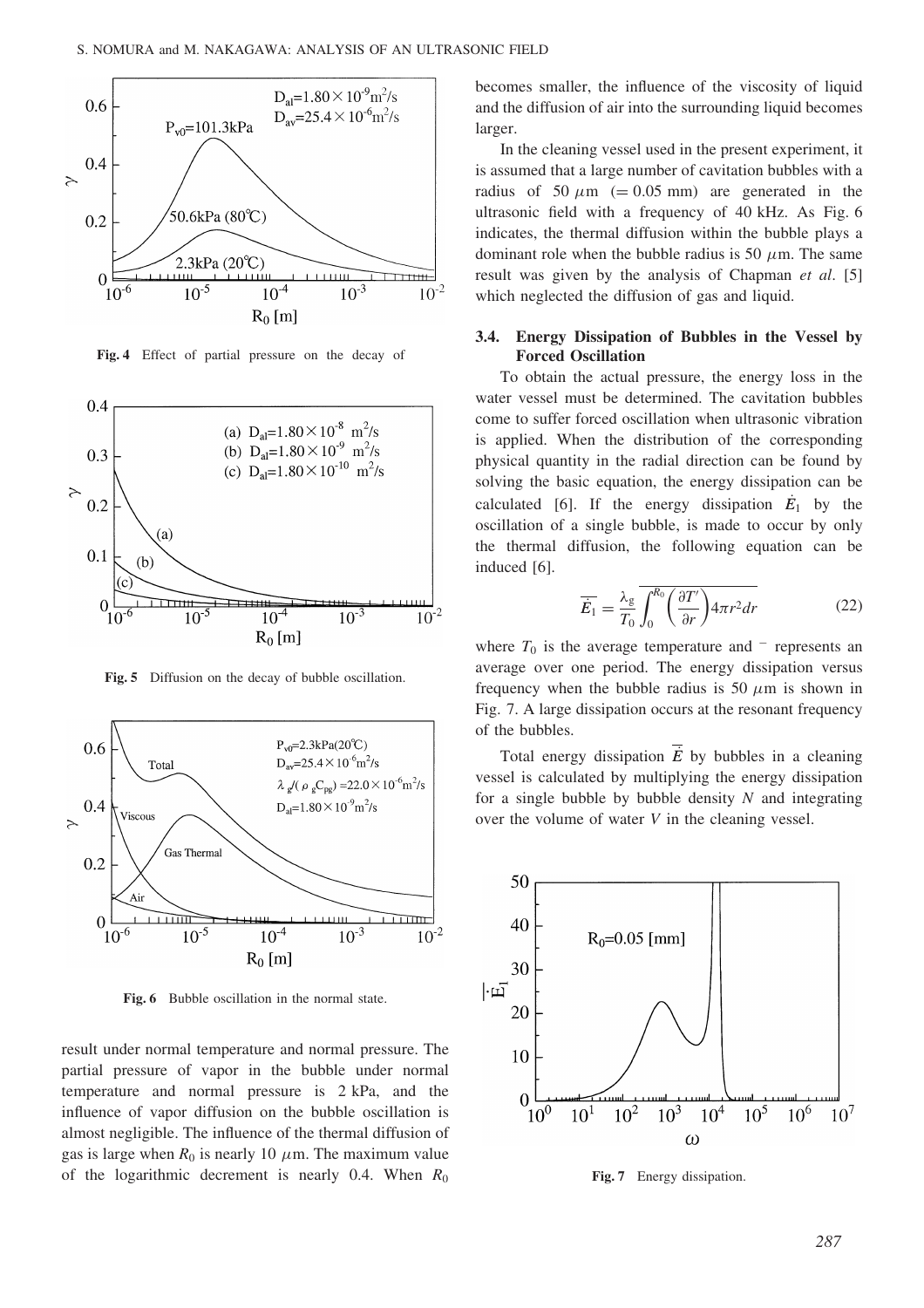Fig. 4 Effect of partial pressure on the decay of

Fig. 5 Diffusion on the decay of bubble oscillation.

Fig. 6 Bubble oscillation in the normal state.

result under normal temperature and normal pressure. The partial pressure of vapor in the bubble under normal temperature and normal pressure is 2 kPa, and the influence of vapor diffusion on the bubble oscillation is almost negligible. The influence of the thermal diffusion of gas is large when $R_0$ is nearly 10 $\mu$m. The maximum value of the logarithmic decrement is nearly 0.4. When $R_0$ becomes smaller, the influence of the viscosity of liquid and the diffusion of air into the surrounding liquid becomes larger.

In the cleaning vessel used in the present experiment, it is assumed that a large number of cavitation bubbles with a radius of 50 $\mu$m (= 0.05 mm) are generated in the ultrasonic field with a frequency of 40 kHz. As Fig. 6 indicates, the thermal diffusion within the bubble plays a dominant role when the bubble radius is 50 $\mu$m. The same result was given by the analysis of Chapman *et al*. [5] which neglected the diffusion of gas and liquid.

### 3.4. Energy Dissipation of Bubbles in the Vessel by Forced Oscillation

To obtain the actual pressure, the energy loss in the water vessel must be determined. The cavitation bubbles come to suffer forced oscillation when ultrasonic vibration is applied. When the distribution of the corresponding physical quantity in the radial direction can be found by solving the basic equation, the energy dissipation can be calculated [6]. If the energy dissipation $\dot{E}_1$ by the oscillation of a single bubble, is made to occur by only the thermal diffusion, the following equation can be induced [6].

$$\overline{\dot{E}_1} = \frac{\lambda_g}{T_0} \overline{\int_0^{R_0} \left( \frac{\partial T'}{\partial r} \right) 4\pi r^2 dr} \tag{22}$$

where $T_0$ is the average temperature and $^{-}$ represents an average over one period. The energy dissipation versus frequency when the bubble radius is 50 $\mu$m is shown in Fig. 7. A large dissipation occurs at the resonant frequency of the bubbles.

Total energy dissipation $\overline{\dot{E}}$ by bubbles in a cleaning vessel is calculated by multiplying the energy dissipation for a single bubble by bubble density $N$ and integrating over the volume of water $V$ in the cleaning vessel.

Fig. 7 Energy dissipation.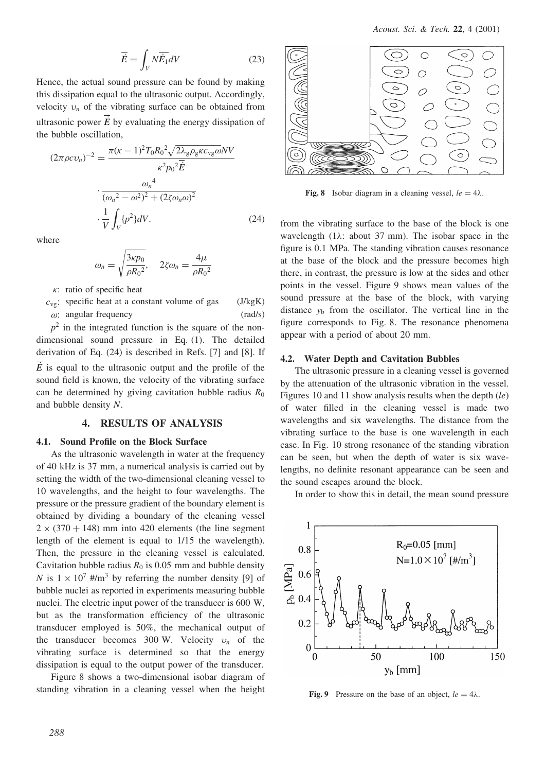$$\bar{\bar{E}} = \int_V N\bar{\bar{E}}_1 dV \tag{23}$$

Hence, the actual sound pressure can be found by making this dissipation equal to the ultrasonic output. Accordingly, velocity $\upsilon_n$ of the vibrating surface can be obtained from ultrasonic power $\bar{\bar{E}}$ by evaluating the energy dissipation of the bubble oscillation,

$$(2\pi\rho c\upsilon_n)^{-2} = \frac{\pi(\kappa-1)^2 T_0 R_0{}^2\sqrt{2\lambda_g\rho_g\kappa c_{vg}\omega}NV}{\kappa^2 p_0{}^2\bar{\bar{E}}} \cdot \frac{\omega_n{}^4}{(\omega_n{}^2-\omega^2)^2+(2\zeta\omega_n\omega)^2} \cdot \frac{1}{V}\int_V \{p^2\}dV. \tag{24}$$

where

$$\omega_n = \sqrt{\frac{3\kappa p_0}{\rho R_0{}^2}}, \quad 2\zeta\omega_n = \frac{4\mu}{\rho R_0{}^2}$$

$\kappa$: ratio of specific heat

$c_{vg}$: specific heat at a constant volume of gas (J/kgK)

$\omega$: angular frequency (rad/s)

$p^2$ in the integrated function is the square of the non-dimensional sound pressure in Eq. (1). The detailed derivation of Eq. (24) is described in Refs. [7] and [8]. If $\bar{\bar{E}}$ is equal to the ultrasonic output and the profile of the sound field is known, the velocity of the vibrating surface can be determined by giving cavitation bubble radius $R_0$ and bubble density $N$.

## 4. RESULTS OF ANALYSIS

### 4.1. Sound Profile on the Block Surface

As the ultrasonic wavelength in water at the frequency of 40 kHz is 37 mm, a numerical analysis is carried out by setting the width of the two-dimensional cleaning vessel to 10 wavelengths, and the height to four wavelengths. The pressure or the pressure gradient of the boundary element is obtained by dividing a boundary of the cleaning vessel $2 \times (370 + 148)$ mm into 420 elements (the line segment length of the element is equal to 1/15 the wavelength). Then, the pressure in the cleaning vessel is calculated. Cavitation bubble radius $R_0$ is 0.05 mm and bubble density $N$ is $1 \times 10^7$ #/m$^3$ by referring the number density [9] of bubble nuclei as reported in experiments measuring bubble nuclei. The electric input power of the transducer is 600 W, but as the transformation efficiency of the ultrasonic transducer employed is 50%, the mechanical output of the transducer becomes 300 W. Velocity $\upsilon_n$ of the vibrating surface is determined so that the energy dissipation is equal to the output power of the transducer.

Figure 8 shows a two-dimensional isobar diagram of standing vibration in a cleaning vessel when the height from the vibrating surface to the base of the block is one wavelength (1$\lambda$: about 37 mm). The isobar space in the figure is 0.1 MPa. The standing vibration causes resonance at the base of the block and the pressure becomes high there, in contrast, the pressure is low at the sides and other points in the vessel. Figure 9 shows mean values of the sound pressure at the base of the block, with varying distance $y_b$ from the oscillator. The vertical line in the figure corresponds to Fig. 8. The resonance phenomena appear with a period of about 20 mm.

**Fig. 8** Isobar diagram in a cleaning vessel, $le = 4\lambda$.

### 4.2. Water Depth and Cavitation Bubbles

The ultrasonic pressure in a cleaning vessel is governed by the attenuation of the ultrasonic vibration in the vessel. Figures 10 and 11 show analysis results when the depth ($le$) of water filled in the cleaning vessel is made two wavelengths and six wavelengths. The distance from the vibrating surface to the base is one wavelength in each case. In Fig. 10 strong resonance of the standing vibration can be seen, but when the depth of water is six wavelengths, no definite resonant appearance can be seen and the sound escapes around the block.

In order to show this in detail, the mean sound pressure

**Fig. 9** Pressure on the base of an object, $le = 4\lambda$.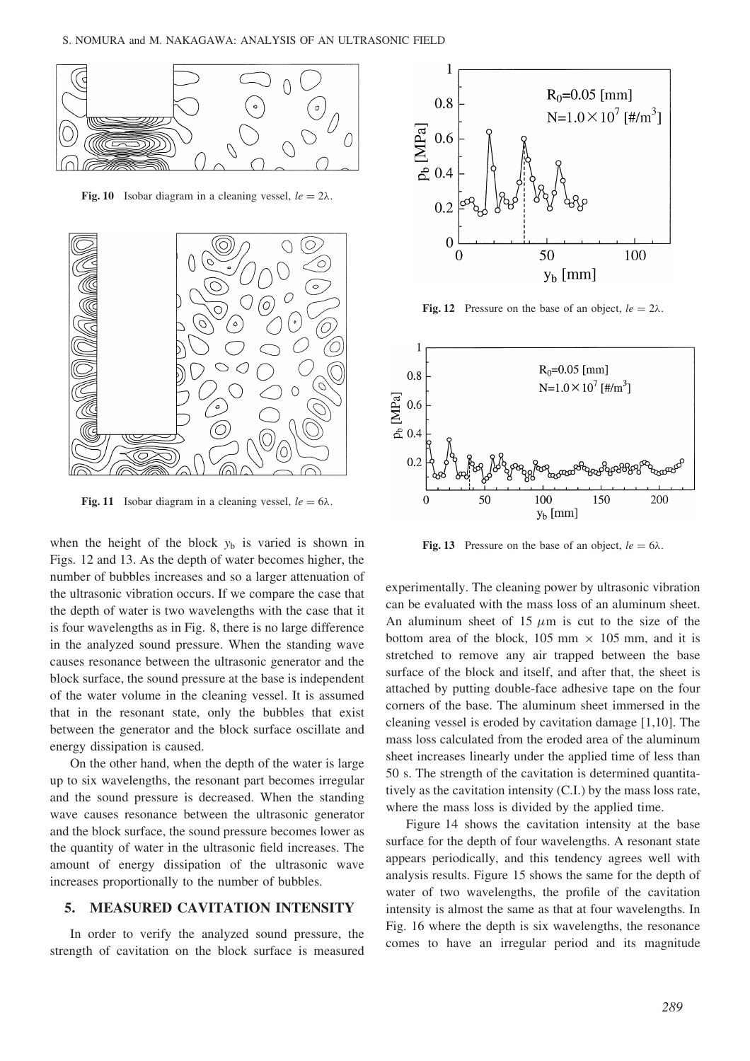Fig. 10 Isobar diagram in a cleaning vessel, $le = 2\lambda$.

Fig. 11 Isobar diagram in a cleaning vessel, $le = 6\lambda$.

Fig. 12 Pressure on the base of an object, $le = 2\lambda$.

Fig. 13 Pressure on the base of an object, $le = 6\lambda$.

when the height of the block $y_b$ is varied is shown in Figs. 12 and 13. As the depth of water becomes higher, the number of bubbles increases and so a larger attenuation of the ultrasonic vibration occurs. If we compare the case that the depth of water is two wavelengths with the case that it is four wavelengths as in Fig. 8, there is no large difference in the analyzed sound pressure. When the standing wave causes resonance between the ultrasonic generator and the block surface, the sound pressure at the base is independent of the water volume in the cleaning vessel. It is assumed that in the resonant state, only the bubbles that exist between the generator and the block surface oscillate and energy dissipation is caused.

On the other hand, when the depth of the water is large up to six wavelengths, the resonant part becomes irregular and the sound pressure is decreased. When the standing wave causes resonance between the ultrasonic generator and the block surface, the sound pressure becomes lower as the quantity of water in the ultrasonic field increases. The amount of energy dissipation of the ultrasonic wave increases proportionally to the number of bubbles.

## 5. MEASURED CAVITATION INTENSITY

In order to verify the analyzed sound pressure, the strength of cavitation on the block surface is measured experimentally. The cleaning power by ultrasonic vibration can be evaluated with the mass loss of an aluminum sheet. An aluminum sheet of 15 $\mu$m is cut to the size of the bottom area of the block, 105 mm $\times$ 105 mm, and it is stretched to remove any air trapped between the base surface of the block and itself, and after that, the sheet is attached by putting double-face adhesive tape on the four corners of the base. The aluminum sheet immersed in the cleaning vessel is eroded by cavitation damage [1,10]. The mass loss calculated from the eroded area of the aluminum sheet increases linearly under the applied time of less than 50 s. The strength of the cavitation is determined quantitatively as the cavitation intensity (C.I.) by the mass loss rate, where the mass loss is divided by the applied time.

Figure 14 shows the cavitation intensity at the base surface for the depth of four wavelengths. A resonant state appears periodically, and this tendency agrees well with analysis results. Figure 15 shows the same for the depth of water of two wavelengths, the profile of the cavitation intensity is almost the same as that at four wavelengths. In Fig. 16 where the depth is six wavelengths, the resonance comes to have an irregular period and its magnitude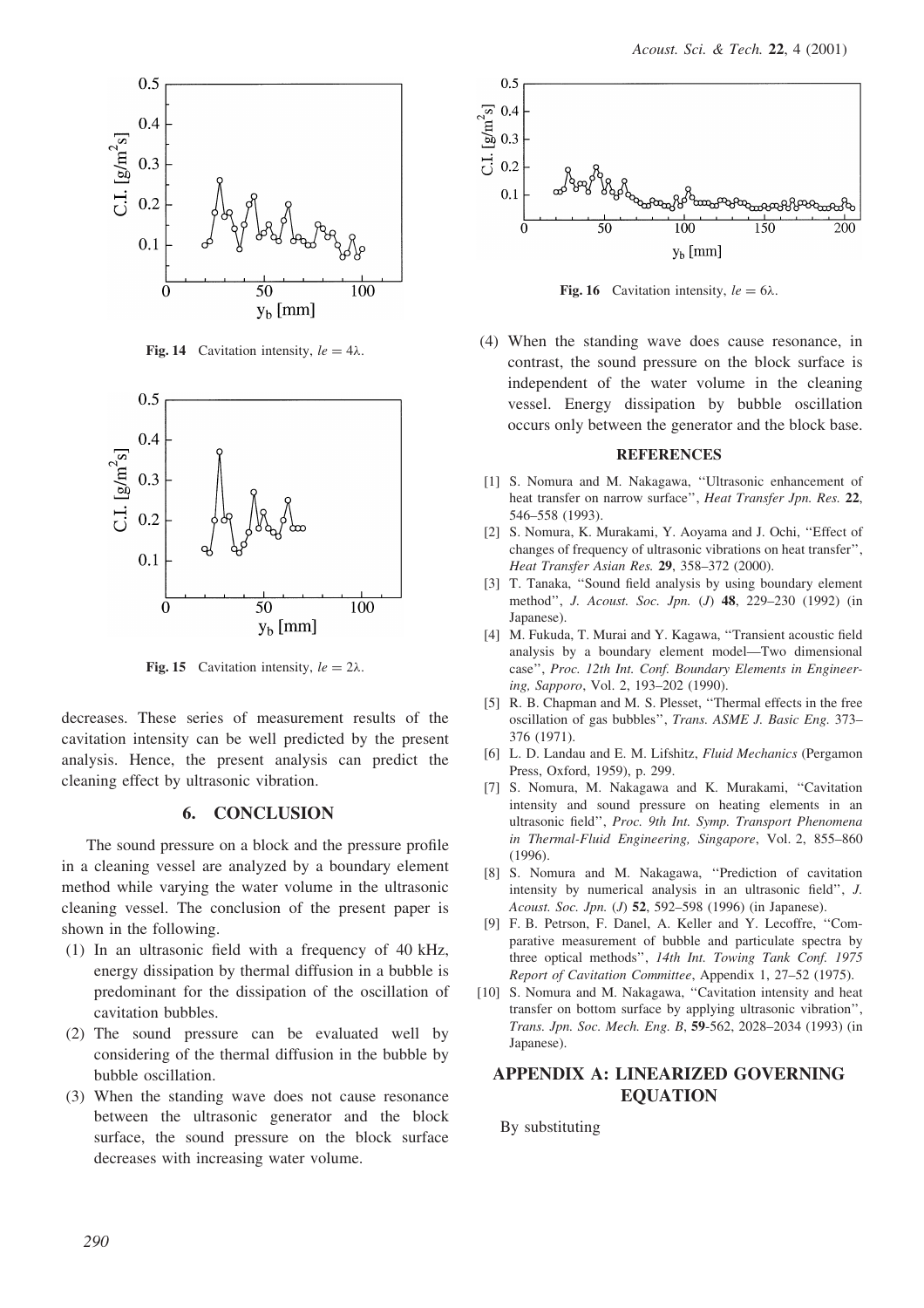Fig. 14 Cavitation intensity, $le = 4\lambda$.

Fig. 15 Cavitation intensity, $le = 2\lambda$.

decreases. These series of measurement results of the cavitation intensity can be well predicted by the present analysis. Hence, the present analysis can predict the cleaning effect by ultrasonic vibration.

## 6. CONCLUSION

The sound pressure on a block and the pressure profile in a cleaning vessel are analyzed by a boundary element method while varying the water volume in the ultrasonic cleaning vessel. The conclusion of the present paper is shown in the following.

(1) In an ultrasonic field with a frequency of 40 kHz, energy dissipation by thermal diffusion in a bubble is predominant for the dissipation of the oscillation of cavitation bubbles.
(2) The sound pressure can be evaluated well by considering of the thermal diffusion in the bubble by bubble oscillation.
(3) When the standing wave does not cause resonance between the ultrasonic generator and the block surface, the sound pressure on the block surface decreases with increasing water volume.

Fig. 16 Cavitation intensity, $le = 6\lambda$.

(4) When the standing wave does cause resonance, in contrast, the sound pressure on the block surface is independent of the water volume in the cleaning vessel. Energy dissipation by bubble oscillation occurs only between the generator and the block base.

## REFERENCES

[1] S. Nomura and M. Nakagawa, "Ultrasonic enhancement of heat transfer on narrow surface", *Heat Transfer Jpn. Res.* **22**, 546–558 (1993).
[2] S. Nomura, K. Murakami, Y. Aoyama and J. Ochi, "Effect of changes of frequency of ultrasonic vibrations on heat transfer", *Heat Transfer Asian Res.* **29**, 358–372 (2000).
[3] T. Tanaka, "Sound field analysis by using boundary element method", *J. Acoust. Soc. Jpn. (J)* **48**, 229–230 (1992) (in Japanese).
[4] M. Fukuda, T. Murai and Y. Kagawa, "Transient acoustic field analysis by a boundary element model—Two dimensional case", *Proc. 12th Int. Conf. Boundary Elements in Engineering, Sapporo*, Vol. 2, 193–202 (1990).
[5] R. B. Chapman and M. S. Plesset, "Thermal effects in the free oscillation of gas bubbles", *Trans. ASME J. Basic Eng.* 373–376 (1971).
[6] L. D. Landau and E. M. Lifshitz, *Fluid Mechanics* (Pergamon Press, Oxford, 1959), p. 299.
[7] S. Nomura, M. Nakagawa and K. Murakami, "Cavitation intensity and sound pressure on heating elements in an ultrasonic field", *Proc. 9th Int. Symp. Transport Phenomena in Thermal-Fluid Engineering, Singapore*, Vol. 2, 855–860 (1996).
[8] S. Nomura and M. Nakagawa, "Prediction of cavitation intensity by numerical analysis in an ultrasonic field", *J. Acoust. Soc. Jpn. (J)* **52**, 592–598 (1996) (in Japanese).
[9] F. B. Petrson, F. Danel, A. Keller and Y. Lecoffre, "Comparative measurement of bubble and particulate spectra by three optical methods", *14th Int. Towing Tank Conf. 1975 Report of Cavitation Committee*, Appendix 1, 27–52 (1975).
[10] S. Nomura and M. Nakagawa, "Cavitation intensity and heat transfer on bottom surface by applying ultrasonic vibration", *Trans. Jpn. Soc. Mech. Eng. B*, **59**-562, 2028–2034 (1993) (in Japanese).

## APPENDIX A: LINEARIZED GOVERNING EQUATION

By substituting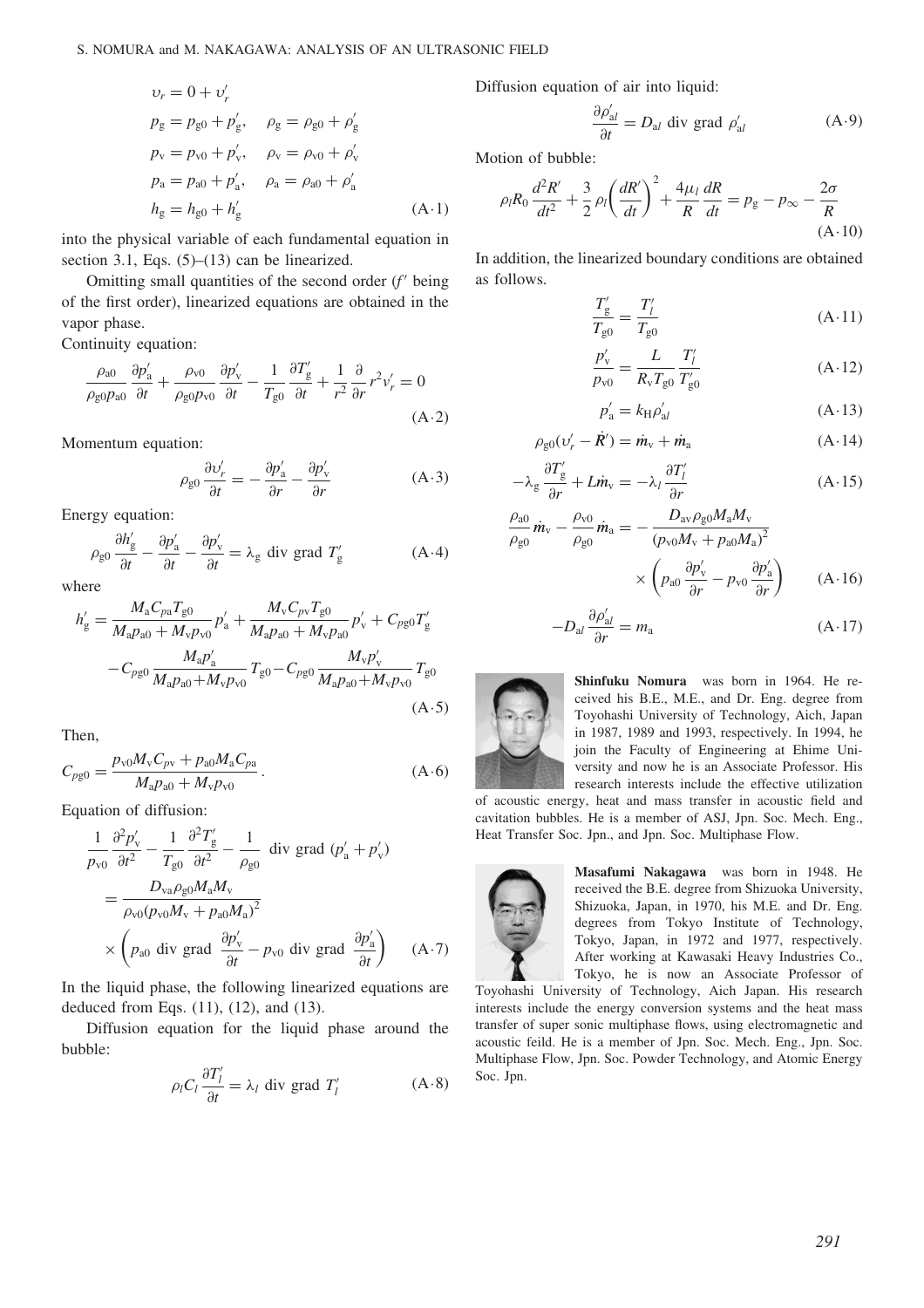$$
\begin{aligned}
\upsilon_r &= 0 + \upsilon_r' \\
p_g &= p_{g0} + p_g', \quad \rho_g = \rho_{g0} + \rho_g' \\
p_v &= p_{v0} + p_v', \quad \rho_v = \rho_{v0} + \rho_v' \\
p_a &= p_{a0} + p_a', \quad \rho_a = \rho_{a0} + \rho_a' \\
h_g &= h_{g0} + h_g'
\end{aligned}
\tag{A·1}
$$

into the physical variable of each fundamental equation in section 3.1, Eqs. (5)–(13) can be linearized.

Omitting small quantities of the second order ($f'$ being of the first order), linearized equations are obtained in the vapor phase.

Continuity equation:

$$
\frac{\rho_{a0}}{\rho_{g0} p_{a0}} \frac{\partial p_a'}{\partial t} + \frac{\rho_{v0}}{\rho_{g0} p_{v0}} \frac{\partial p_v'}{\partial t} - \frac{1}{T_{g0}} \frac{\partial T_g'}{\partial t} + \frac{1}{r^2} \frac{\partial}{\partial r} r^2 v_r' = 0
\tag{A·2}
$$

Momentum equation:

$$
\rho_{g0} \frac{\partial \upsilon_r'}{\partial t} = -\frac{\partial p_a'}{\partial r} - \frac{\partial p_v'}{\partial r}
\tag{A·3}
$$

Energy equation:

$$
\rho_{g0} \frac{\partial h_g'}{\partial t} - \frac{\partial p_a'}{\partial t} - \frac{\partial p_v'}{\partial t} = \lambda_g \text{ div grad } T_g'
\tag{A·4}
$$

where

$$
\begin{aligned}
h_g' = {} & \frac{M_a C_{pa} T_{g0}}{M_a p_{a0} + M_v p_{v0}} p_a' + \frac{M_v C_{pv} T_{g0}}{M_a p_{a0} + M_v p_{a0}} p_v' + C_{pg0} T_g' \\
& - C_{pg0} \frac{M_a p_a'}{M_a p_{a0} + M_v p_{v0}} T_{g0} - C_{pg0} \frac{M_v p_v'}{M_a p_{a0} + M_v p_{v0}} T_{g0}
\end{aligned}
\tag{A·5}
$$

Then,

$$
C_{pg0} = \frac{p_{v0} M_v C_{pv} + p_{a0} M_a C_{pa}}{M_a p_{a0} + M_v p_{v0}}.
\tag{A·6}
$$

Equation of diffusion:

$$
\begin{aligned}
& \frac{1}{p_{v0}} \frac{\partial^2 p_v'}{\partial t^2} - \frac{1}{T_{g0}} \frac{\partial^2 T_g'}{\partial t^2} - \frac{1}{\rho_{g0}} \text{ div grad } (p_a' + p_v') \\
& = \frac{D_{va} \rho_{g0} M_a M_v}{\rho_{v0} (p_{v0} M_v + p_{a0} M_a)^2} \\
& \quad \times \left( p_{a0} \text{ div grad } \frac{\partial p_v'}{\partial t} - p_{v0} \text{ div grad } \frac{\partial p_a'}{\partial t} \right)
\end{aligned}
\tag{A·7}
$$

In the liquid phase, the following linearized equations are deduced from Eqs. (11), (12), and (13).

Diffusion equation for the liquid phase around the bubble:

$$
\rho_l C_l \frac{\partial T_l'}{\partial t} = \lambda_l \text{ div grad } T_l'
\tag{A·8}
$$

Diffusion equation of air into liquid:

$$
\frac{\partial \rho_{al}'}{\partial t} = D_{al} \text{ div grad } \rho_{al}'
\tag{A·9}
$$

Motion of bubble:

$$
\rho_l R_0 \frac{d^2 R'}{dt^2} + \frac{3}{2} \rho_l \left( \frac{dR'}{dt} \right)^2 + \frac{4\mu_l}{R} \frac{dR}{dt} = p_g - p_\infty - \frac{2\sigma}{R}
\tag{A·10}
$$

In addition, the linearized boundary conditions are obtained as follows.

$$
\frac{T_g'}{T_{g0}} = \frac{T_l'}{T_{g0}}
\tag{A·11}
$$

$$
\frac{p_v'}{p_{v0}} = \frac{L}{R_v T_{g0}} \frac{T_l'}{T_{g0}'}
\tag{A·12}
$$

$$
p_a' = k_H \rho_{al}'
\tag{A·13}
$$

$$
\rho_{g0}(\upsilon_r' - \dot{R}') = \dot{m}_v + \dot{m}_a
\tag{A·14}
$$

$$
-\lambda_g \frac{\partial T_g'}{\partial r} + L \dot{m}_v = -\lambda_l \frac{\partial T_l'}{\partial r}
\tag{A·15}
$$

$$
\begin{aligned}
\frac{\rho_{a0}}{\rho_{g0}} \dot{m}_v - \frac{\rho_{v0}}{\rho_{g0}} \dot{m}_a = {} & -\frac{D_{av} \rho_{g0} M_a M_v}{(p_{v0} M_v + p_{a0} M_a)^2} \\
& \times \left( p_{a0} \frac{\partial p_v'}{\partial r} - p_{v0} \frac{\partial p_a'}{\partial r} \right)
\end{aligned}
\tag{A·16}
$$

$$
-D_{al} \frac{\partial \rho_{al}'}{\partial r} = m_a
\tag{A·17}
$$

**Shinfuku Nomura** was born in 1964. He received his B.E., M.E., and Dr. Eng. degree from Toyohashi University of Technology, Aich, Japan in 1987, 1989 and 1993, respectively. In 1994, he join the Faculty of Engineering at Ehime University and now he is an Associate Professor. His research interests include the effective utilization of acoustic energy, heat and mass transfer in acoustic field and cavitation bubbles. He is a member of ASJ, Jpn. Soc. Mech. Eng., Heat Transfer Soc. Jpn., and Jpn. Soc. Multiphase Flow.

**Masafumi Nakagawa** was born in 1948. He received the B.E. degree from Shizuoka University, Shizuoka, Japan, in 1970, his M.E. and Dr. Eng. degrees from Tokyo Institute of Technology, Tokyo, Japan, in 1972 and 1977, respectively. After working at Kawasaki Heavy Industries Co., Tokyo, he is now an Associate Professor of Toyohashi University of Technology, Aich Japan. His research interests include the energy conversion systems and the heat mass transfer of super sonic multiphase flows, using electromagnetic and acoustic feild. He is a member of Jpn. Soc. Mech. Eng., Jpn. Soc. Multiphase Flow, Jpn. Soc. Powder Technology, and Atomic Energy Soc. Jpn.